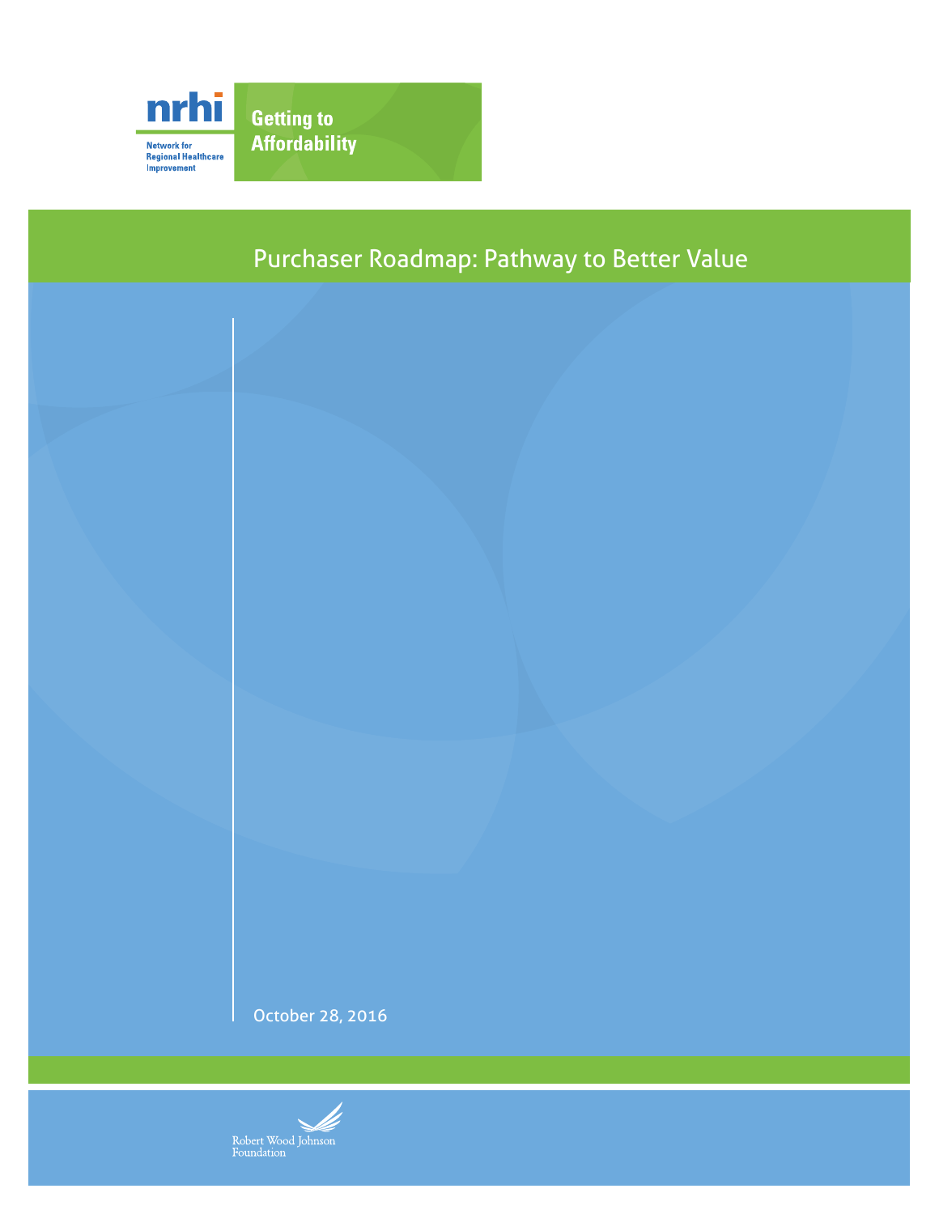nrhi

Network for Regional Healthcare Improvement

Getting to Affordability

# Purchaser Roadmap: Pathway to Better Value

October 28, 2016

Robert Wood Johnson Foundation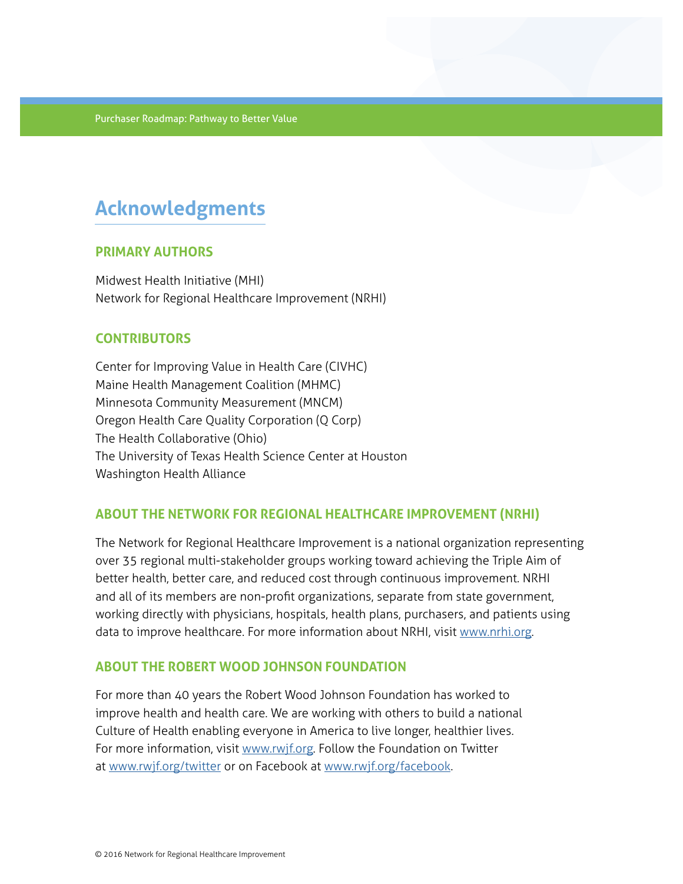# Acknowledgments

## PRIMARY AUTHORS

Midwest Health Initiative (MHI)
Network for Regional Healthcare Improvement (NRHI)

## CONTRIBUTORS

Center for Improving Value in Health Care (CIVHC)
Maine Health Management Coalition (MHMC)
Minnesota Community Measurement (MNCM)
Oregon Health Care Quality Corporation (Q Corp)
The Health Collaborative (Ohio)
The University of Texas Health Science Center at Houston
Washington Health Alliance

## ABOUT THE NETWORK FOR REGIONAL HEALTHCARE IMPROVEMENT (NRHI)

The Network for Regional Healthcare Improvement is a national organization representing over 35 regional multi-stakeholder groups working toward achieving the Triple Aim of better health, better care, and reduced cost through continuous improvement. NRHI and all of its members are non-profit organizations, separate from state government, working directly with physicians, hospitals, health plans, purchasers, and patients using data to improve healthcare. For more information about NRHI, visit www.nrhi.org.

## ABOUT THE ROBERT WOOD JOHNSON FOUNDATION

For more than 40 years the Robert Wood Johnson Foundation has worked to improve health and health care. We are working with others to build a national Culture of Health enabling everyone in America to live longer, healthier lives. For more information, visit www.rwjf.org. Follow the Foundation on Twitter at www.rwjf.org/twitter or on Facebook at www.rwjf.org/facebook.

© 2016 Network for Regional Healthcare Improvement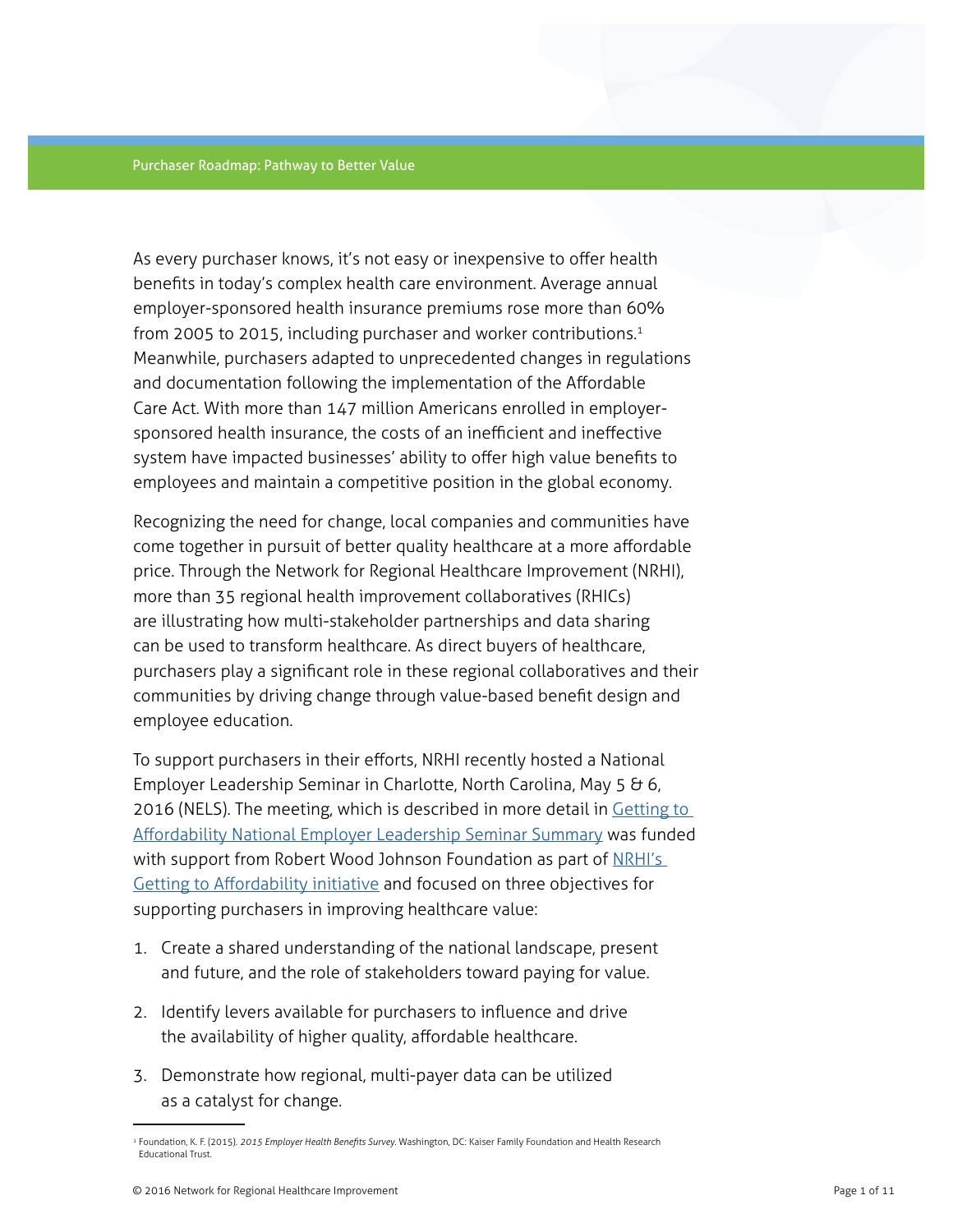As every purchaser knows, it's not easy or inexpensive to offer health benefits in today's complex health care environment. Average annual employer-sponsored health insurance premiums rose more than 60% from 2005 to 2015, including purchaser and worker contributions.[1] Meanwhile, purchasers adapted to unprecedented changes in regulations and documentation following the implementation of the Affordable Care Act. With more than 147 million Americans enrolled in employer-sponsored health insurance, the costs of an inefficient and ineffective system have impacted businesses' ability to offer high value benefits to employees and maintain a competitive position in the global economy.

Recognizing the need for change, local companies and communities have come together in pursuit of better quality healthcare at a more affordable price. Through the Network for Regional Healthcare Improvement (NRHI), more than 35 regional health improvement collaboratives (RHICs) are illustrating how multi-stakeholder partnerships and data sharing can be used to transform healthcare. As direct buyers of healthcare, purchasers play a significant role in these regional collaboratives and their communities by driving change through value-based benefit design and employee education.

To support purchasers in their efforts, NRHI recently hosted a National Employer Leadership Seminar in Charlotte, North Carolina, May 5 & 6, 2016 (NELS). The meeting, which is described in more detail in Getting to Affordability National Employer Leadership Seminar Summary was funded with support from Robert Wood Johnson Foundation as part of NRHI's Getting to Affordability initiative and focused on three objectives for supporting purchasers in improving healthcare value:

1. Create a shared understanding of the national landscape, present and future, and the role of stakeholders toward paying for value.
2. Identify levers available for purchasers to influence and drive the availability of higher quality, affordable healthcare.
3. Demonstrate how regional, multi-payer data can be utilized as a catalyst for change.

---

[1] Foundation, K. F. (2015). *2015 Employer Health Benefits Survey*. Washington, DC: Kaiser Family Foundation and Health Research Educational Trust.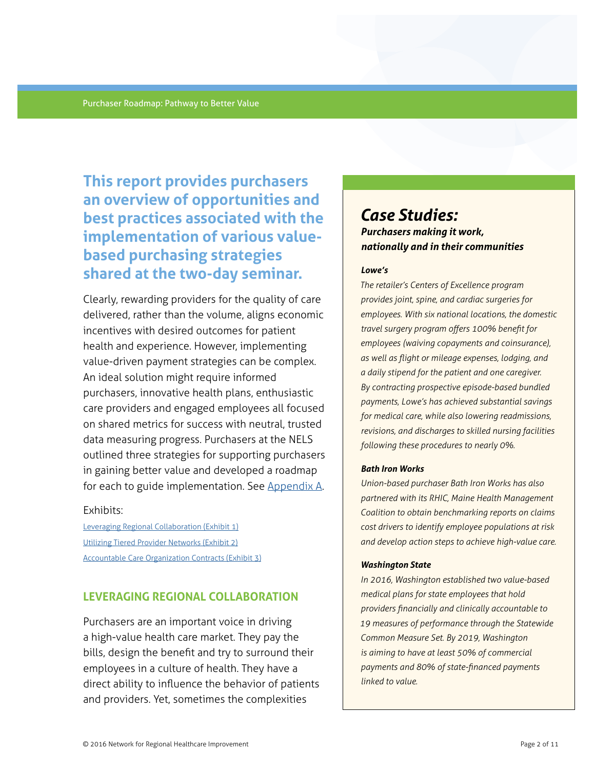**This report provides purchasers an overview of opportunities and best practices associated with the implementation of various value-based purchasing strategies shared at the two-day seminar.**

Clearly, rewarding providers for the quality of care delivered, rather than the volume, aligns economic incentives with desired outcomes for patient health and experience. However, implementing value-driven payment strategies can be complex. An ideal solution might require informed purchasers, innovative health plans, enthusiastic care providers and engaged employees all focused on shared metrics for success with neutral, trusted data measuring progress. Purchasers at the NELS outlined three strategies for supporting purchasers in gaining better value and developed a roadmap for each to guide implementation. See Appendix A.

Exhibits:

Leveraging Regional Collaboration (Exhibit 1)
Utilizing Tiered Provider Networks (Exhibit 2)
Accountable Care Organization Contracts (Exhibit 3)

## LEVERAGING REGIONAL COLLABORATION

Purchasers are an important voice in driving a high-value health care market. They pay the bills, design the benefit and try to surround their employees in a culture of health. They have a direct ability to influence the behavior of patients and providers. Yet, sometimes the complexities

## *Case Studies:*

***Purchasers making it work, nationally and in their communities***

***Lowe's***

*The retailer's Centers of Excellence program provides joint, spine, and cardiac surgeries for employees. With six national locations, the domestic travel surgery program offers 100% benefit for employees (waiving copayments and coinsurance), as well as flight or mileage expenses, lodging, and a daily stipend for the patient and one caregiver. By contracting prospective episode-based bundled payments, Lowe's has achieved substantial savings for medical care, while also lowering readmissions, revisions, and discharges to skilled nursing facilities following these procedures to nearly 0%.*

***Bath Iron Works***

*Union-based purchaser Bath Iron Works has also partnered with its RHIC, Maine Health Management Coalition to obtain benchmarking reports on claims cost drivers to identify employee populations at risk and develop action steps to achieve high-value care.*

***Washington State***

*In 2016, Washington established two value-based medical plans for state employees that hold providers financially and clinically accountable to 19 measures of performance through the Statewide Common Measure Set. By 2019, Washington is aiming to have at least 50% of commercial payments and 80% of state-financed payments linked to value.*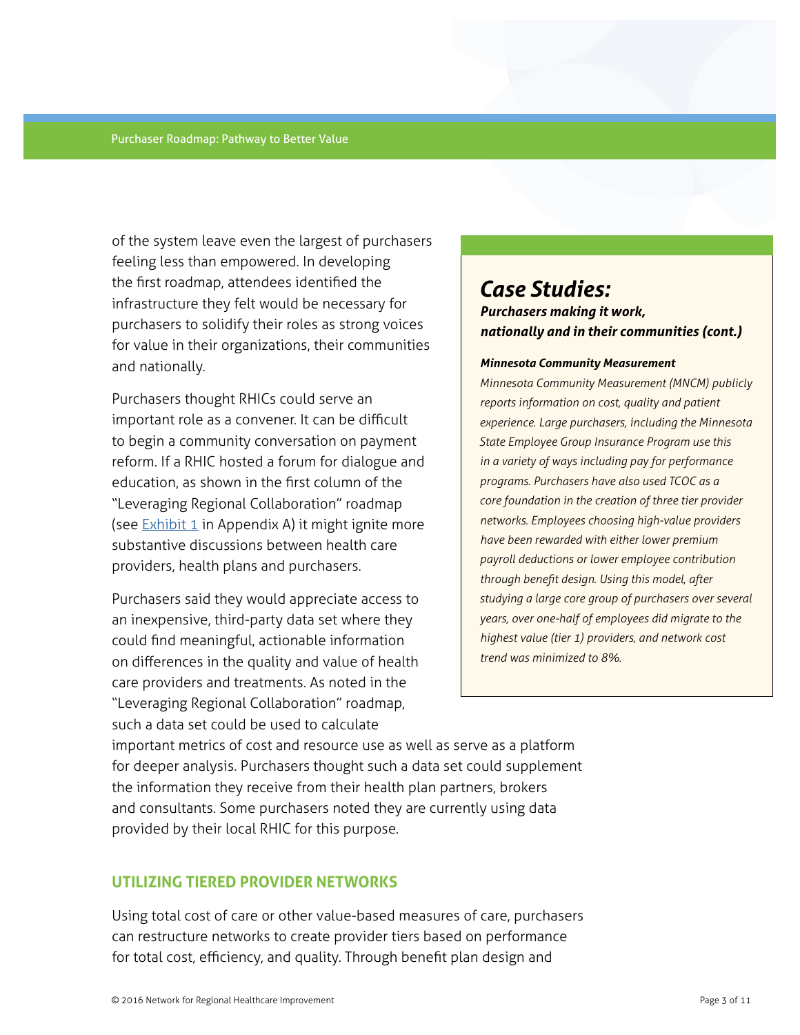of the system leave even the largest of purchasers feeling less than empowered. In developing the first roadmap, attendees identified the infrastructure they felt would be necessary for purchasers to solidify their roles as strong voices for value in their organizations, their communities and nationally.

Purchasers thought RHICs could serve an important role as a convener. It can be difficult to begin a community conversation on payment reform. If a RHIC hosted a forum for dialogue and education, as shown in the first column of the "Leveraging Regional Collaboration" roadmap (see Exhibit 1 in Appendix A) it might ignite more substantive discussions between health care providers, health plans and purchasers.

Purchasers said they would appreciate access to an inexpensive, third-party data set where they could find meaningful, actionable information on differences in the quality and value of health care providers and treatments. As noted in the "Leveraging Regional Collaboration" roadmap, such a data set could be used to calculate important metrics of cost and resource use as well as serve as a platform for deeper analysis. Purchasers thought such a data set could supplement the information they receive from their health plan partners, brokers and consultants. Some purchasers noted they are currently using data provided by their local RHIC for this purpose.

> ## *Case Studies:*
> ***Purchasers making it work, nationally and in their communities (cont.)***
>
> ***Minnesota Community Measurement***
>
> *Minnesota Community Measurement (MNCM) publicly reports information on cost, quality and patient experience. Large purchasers, including the Minnesota State Employee Group Insurance Program use this in a variety of ways including pay for performance programs. Purchasers have also used TCOC as a core foundation in the creation of three tier provider networks. Employees choosing high-value providers have been rewarded with either lower premium payroll deductions or lower employee contribution through benefit design. Using this model, after studying a large core group of purchasers over several years, over one-half of employees did migrate to the highest value (tier 1) providers, and network cost trend was minimized to 8%.*

## UTILIZING TIERED PROVIDER NETWORKS

Using total cost of care or other value-based measures of care, purchasers can restructure networks to create provider tiers based on performance for total cost, efficiency, and quality. Through benefit plan design and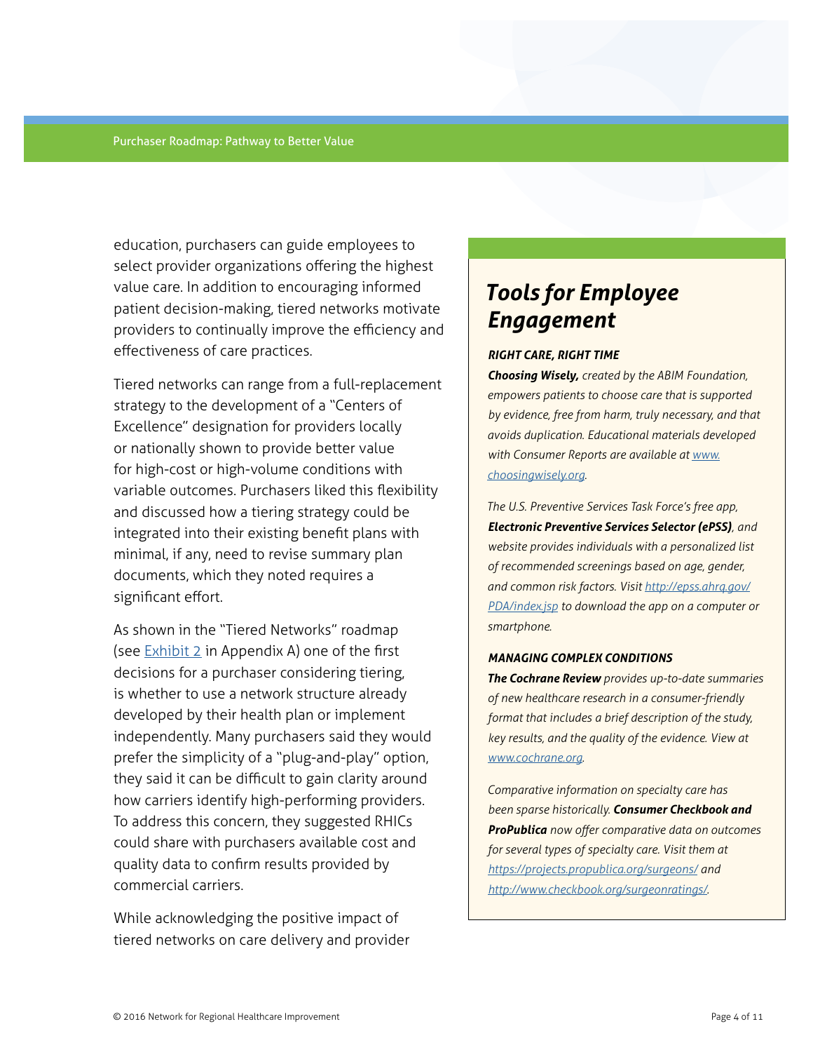education, purchasers can guide employees to select provider organizations offering the highest value care. In addition to encouraging informed patient decision-making, tiered networks motivate providers to continually improve the efficiency and effectiveness of care practices.

Tiered networks can range from a full-replacement strategy to the development of a "Centers of Excellence" designation for providers locally or nationally shown to provide better value for high-cost or high-volume conditions with variable outcomes. Purchasers liked this flexibility and discussed how a tiering strategy could be integrated into their existing benefit plans with minimal, if any, need to revise summary plan documents, which they noted requires a significant effort.

As shown in the "Tiered Networks" roadmap (see Exhibit 2 in Appendix A) one of the first decisions for a purchaser considering tiering, is whether to use a network structure already developed by their health plan or implement independently. Many purchasers said they would prefer the simplicity of a "plug-and-play" option, they said it can be difficult to gain clarity around how carriers identify high-performing providers. To address this concern, they suggested RHICs could share with purchasers available cost and quality data to confirm results provided by commercial carriers.

While acknowledging the positive impact of tiered networks on care delivery and provider

## *Tools for Employee Engagement*

***RIGHT CARE, RIGHT TIME***

***Choosing Wisely,*** *created by the ABIM Foundation, empowers patients to choose care that is supported by evidence, free from harm, truly necessary, and that avoids duplication. Educational materials developed with Consumer Reports are available at www.choosingwisely.org.*

*The U.S. Preventive Services Task Force's free app,* ***Electronic Preventive Services Selector (ePSS)****, and website provides individuals with a personalized list of recommended screenings based on age, gender, and common risk factors. Visit http://epss.ahrq.gov/PDA/index.jsp to download the app on a computer or smartphone.*

***MANAGING COMPLEX CONDITIONS***

***The Cochrane Review*** *provides up-to-date summaries of new healthcare research in a consumer-friendly format that includes a brief description of the study, key results, and the quality of the evidence. View at www.cochrane.org.*

*Comparative information on specialty care has been sparse historically.* ***Consumer Checkbook and ProPublica*** *now offer comparative data on outcomes for several types of specialty care. Visit them at https://projects.propublica.org/surgeons/ and http://www.checkbook.org/surgeonratings/.*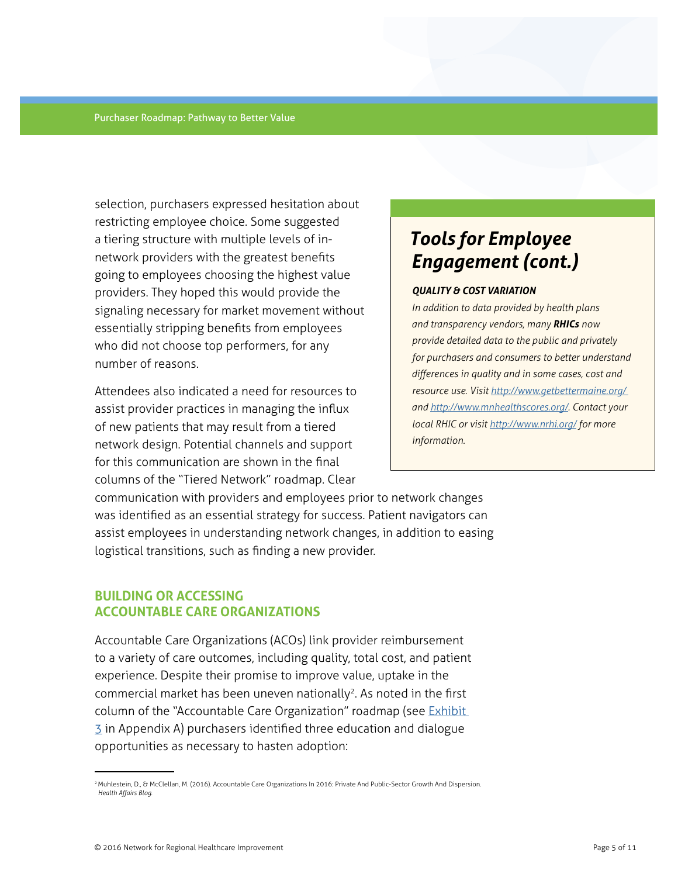selection, purchasers expressed hesitation about restricting employee choice. Some suggested a tiering structure with multiple levels of in-network providers with the greatest benefits going to employees choosing the highest value providers. They hoped this would provide the signaling necessary for market movement without essentially stripping benefits from employees who did not choose top performers, for any number of reasons.

Attendees also indicated a need for resources to assist provider practices in managing the influx of new patients that may result from a tiered network design. Potential channels and support for this communication are shown in the final columns of the "Tiered Network" roadmap. Clear communication with providers and employees prior to network changes was identified as an essential strategy for success. Patient navigators can assist employees in understanding network changes, in addition to easing logistical transitions, such as finding a new provider.

> ## *Tools for Employee Engagement (cont.)*
>
> ***QUALITY & COST VARIATION***
>
> *In addition to data provided by health plans and transparency vendors, many* ***RHICs*** *now provide detailed data to the public and privately for purchasers and consumers to better understand differences in quality and in some cases, cost and resource use. Visit [http://www.getbettermaine.org/](http://www.getbettermaine.org/) and [http://www.mnhealthscores.org/](http://www.mnhealthscores.org/). Contact your local RHIC or visit [http://www.nrhi.org/](http://www.nrhi.org/) for more information.*

## BUILDING OR ACCESSING ACCOUNTABLE CARE ORGANIZATIONS

Accountable Care Organizations (ACOs) link provider reimbursement to a variety of care outcomes, including quality, total cost, and patient experience. Despite their promise to improve value, uptake in the commercial market has been uneven nationally[2]. As noted in the first column of the "Accountable Care Organization" roadmap (see Exhibit 3 in Appendix A) purchasers identified three education and dialogue opportunities as necessary to hasten adoption:

---

[2] Muhlestein, D., & McClellan, M. (2016). Accountable Care Organizations In 2016: Private And Public-Sector Growth And Dispersion. *Health Affairs Blog.*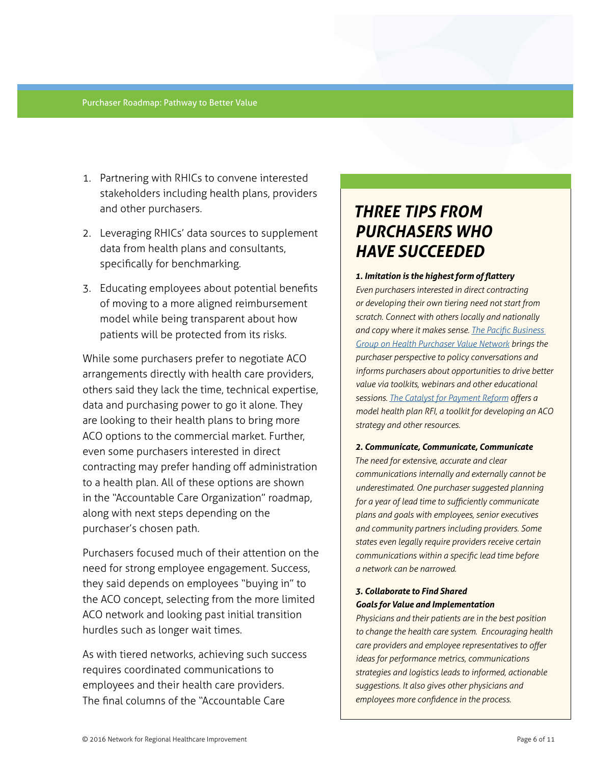1. Partnering with RHICs to convene interested stakeholders including health plans, providers and other purchasers.
2. Leveraging RHICs' data sources to supplement data from health plans and consultants, specifically for benchmarking.
3. Educating employees about potential benefits of moving to a more aligned reimbursement model while being transparent about how patients will be protected from its risks.

While some purchasers prefer to negotiate ACO arrangements directly with health care providers, others said they lack the time, technical expertise, data and purchasing power to go it alone. They are looking to their health plans to bring more ACO options to the commercial market. Further, even some purchasers interested in direct contracting may prefer handing off administration to a health plan. All of these options are shown in the "Accountable Care Organization" roadmap, along with next steps depending on the purchaser's chosen path.

Purchasers focused much of their attention on the need for strong employee engagement. Success, they said depends on employees "buying in" to the ACO concept, selecting from the more limited ACO network and looking past initial transition hurdles such as longer wait times.

As with tiered networks, achieving such success requires coordinated communications to employees and their health care providers. The final columns of the "Accountable Care

## *THREE TIPS FROM PURCHASERS WHO HAVE SUCCEEDED*

***1. Imitation is the highest form of flattery***

*Even purchasers interested in direct contracting or developing their own tiering need not start from scratch. Connect with others locally and nationally and copy where it makes sense. The Pacific Business Group on Health Purchaser Value Network brings the purchaser perspective to policy conversations and informs purchasers about opportunities to drive better value via toolkits, webinars and other educational sessions. The Catalyst for Payment Reform offers a model health plan RFI, a toolkit for developing an ACO strategy and other resources.*

***2. Communicate, Communicate, Communicate***

*The need for extensive, accurate and clear communications internally and externally cannot be underestimated. One purchaser suggested planning for a year of lead time to sufficiently communicate plans and goals with employees, senior executives and community partners including providers. Some states even legally require providers receive certain communications within a specific lead time before a network can be narrowed.*

***3. Collaborate to Find Shared Goals for Value and Implementation***

*Physicians and their patients are in the best position to change the health care system. Encouraging health care providers and employee representatives to offer ideas for performance metrics, communications strategies and logistics leads to informed, actionable suggestions. It also gives other physicians and employees more confidence in the process.*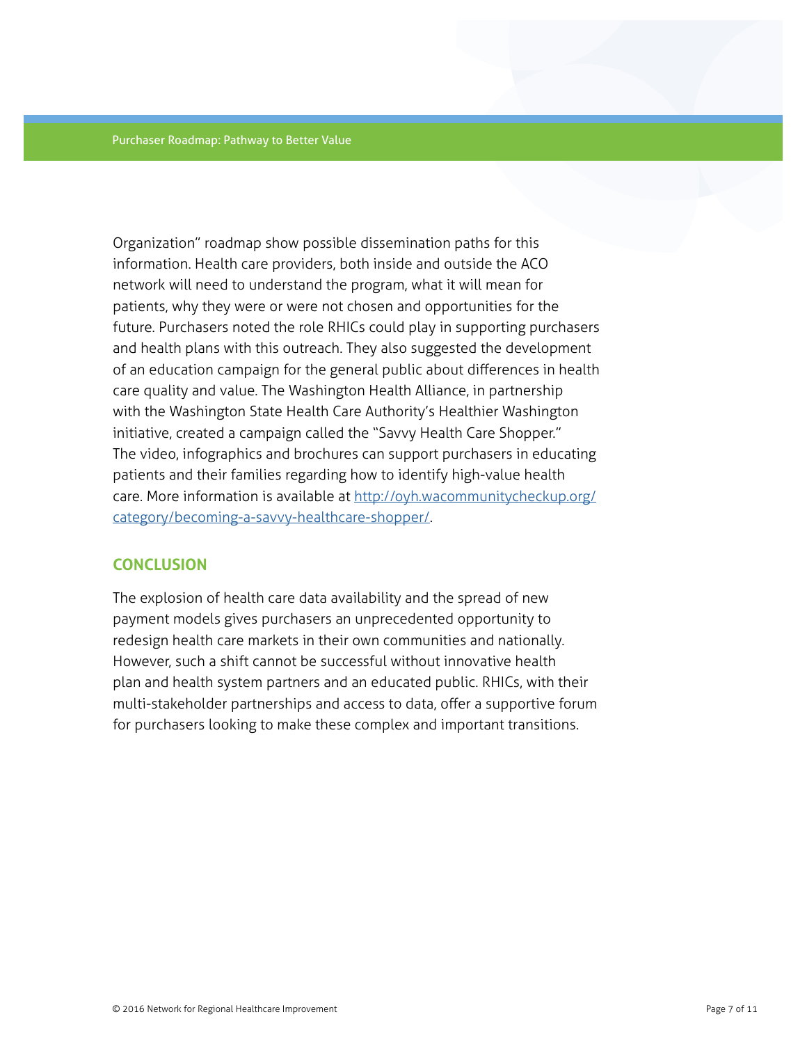Organization" roadmap show possible dissemination paths for this information. Health care providers, both inside and outside the ACO network will need to understand the program, what it will mean for patients, why they were or were not chosen and opportunities for the future. Purchasers noted the role RHICs could play in supporting purchasers and health plans with this outreach. They also suggested the development of an education campaign for the general public about differences in health care quality and value. The Washington Health Alliance, in partnership with the Washington State Health Care Authority's Healthier Washington initiative, created a campaign called the "Savvy Health Care Shopper." The video, infographics and brochures can support purchasers in educating patients and their families regarding how to identify high-value health care. More information is available at [http://oyh.wacommunitycheckup.org/category/becoming-a-savvy-healthcare-shopper/](http://oyh.wacommunitycheckup.org/category/becoming-a-savvy-healthcare-shopper/).

## CONCLUSION

The explosion of health care data availability and the spread of new payment models gives purchasers an unprecedented opportunity to redesign health care markets in their own communities and nationally. However, such a shift cannot be successful without innovative health plan and health system partners and an educated public. RHICs, with their multi-stakeholder partnerships and access to data, offer a supportive forum for purchasers looking to make these complex and important transitions.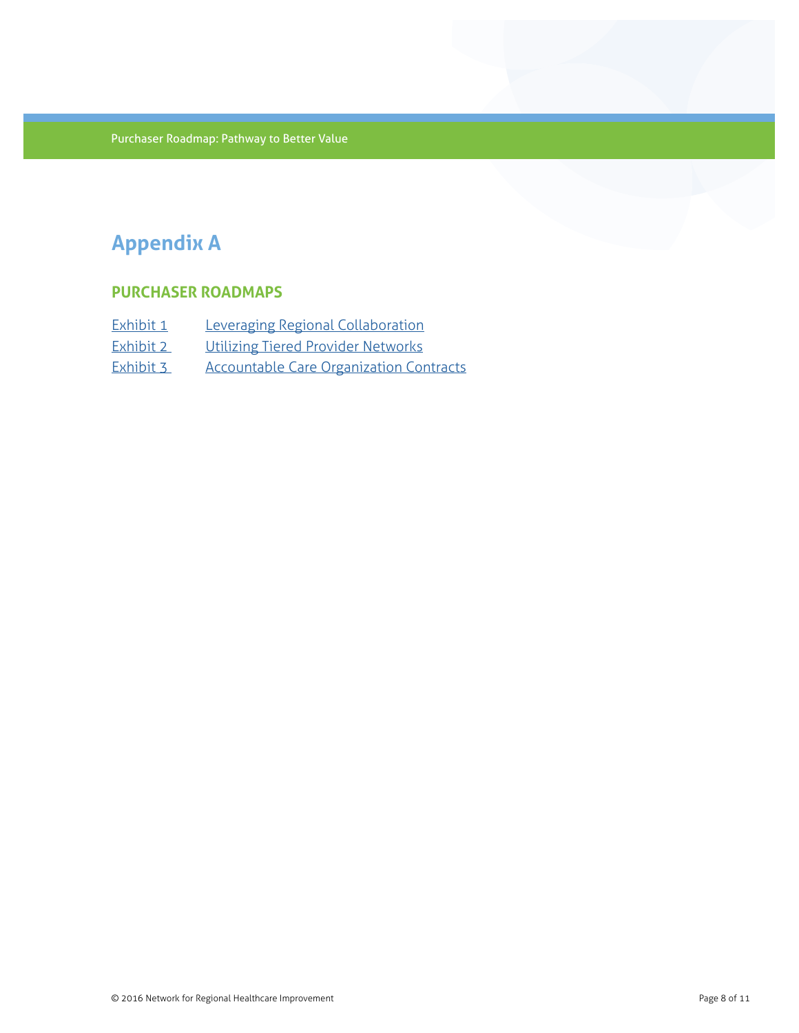# Appendix A

## PURCHASER ROADMAPS

| | |
|---|---|
| Exhibit 1 | Leveraging Regional Collaboration |
| Exhibit 2 | Utilizing Tiered Provider Networks |
| Exhibit 3 | Accountable Care Organization Contracts |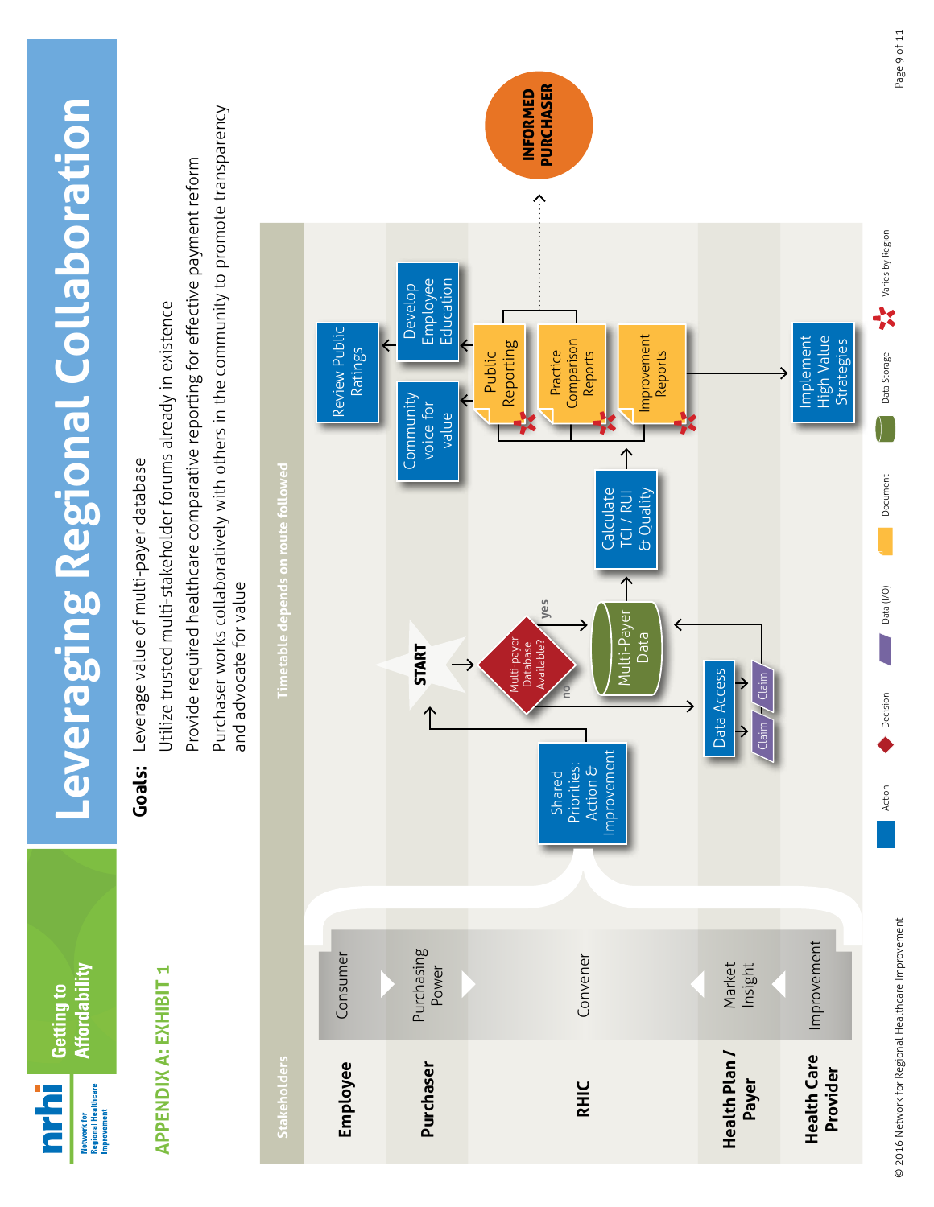# Leveraging Regional Collaboration

## APPENDIX A: EXHIBIT 1

**Goals:**

- Leverage value of multi-payer database
- Utilize trusted multi-stakeholder forums already in existence
- Provide required healthcare comparative reporting for effective payment reform
- Purchaser works collaboratively with others in the community to promote transparency and advocate for value

**Stakeholders**

- **Employee** — Consumer
- **Purchaser** — Purchasing Power
- **RHIC** — Convener
- **Health Plan / Payer** — Market Insight
- **Health Care Provider** — Improvement

**Timetable depends on route followed**

- Shared Priorities: Action & Improvement
- START
- Multi-payer Database Available? (yes / no)
- Data Access
- Claim
- Claim
- Multi-Payer Data
- Calculate TCI / RUI & Quality
- Public Reporting
- Practice Comparison Reports
- Improvement Reports
- Community voice for value
- Develop Employee Education
- Review Public Ratings
- Implement High Value Strategies
- INFORMED PURCHASER

Legend: Action | Decision | Data (I/O) | Document | Data Storage | Varies by Region

© 2016 Network for Regional Healthcare Improvement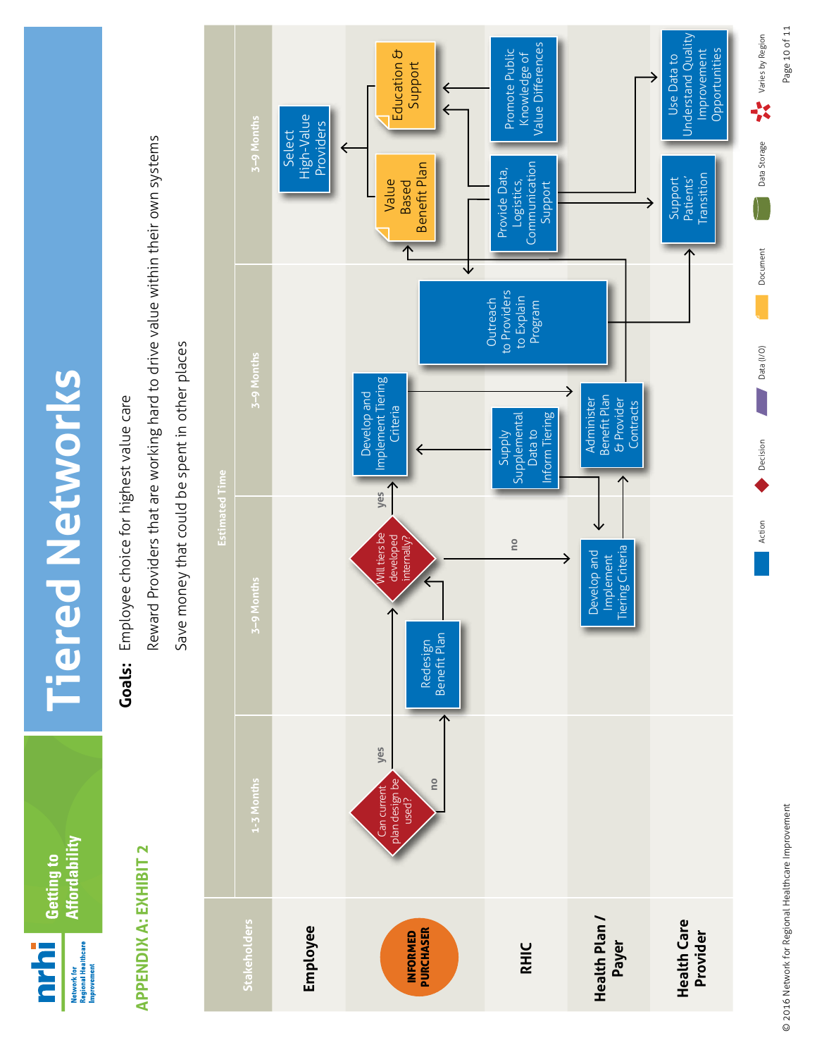nrhi Network for Regional Healthcare Improvement

Getting to Affordability

# Tiered Networks

## APPENDIX A: EXHIBIT 2

**Goals:** Employee choice for highest value care

Reward Providers that are working hard to drive value within their own systems

Save money that could be spent in other places

| Stakeholders | 1-3 Months | 3–9 Months | 3–9 Months | 3–9 Months |
|---|---|---|---|---|
| Employee | | | | Select High-Value Providers |
| INFORMED PURCHASER | Can current plan design be used? (yes / no) | Redesign Benefit Plan; Will tiers be developed internally? (yes / no) | Develop and Implement Tiering Criteria | Value Based Benefit Plan; Education & Support |
| RHIC | | | Supply Supplemental Data to Inform Tiering; Outreach to Providers to Explain Program | Provide Data, Logistics, Communication Support; Promote Public Knowledge of Value Differences |
| Health Plan / Payer | | Develop and Implement Tiering Criteria | Administer Benefit Plan & Provider Contracts | |
| Health Care Provider | | | | Support Patients' Transition; Use Data to Understand Quality Improvement Opportunities |

Estimated Time

Legend: Action; Decision; Data (I/O); Document; Data Storage; Varies by Region

© 2016 Network for Regional Healthcare Improvement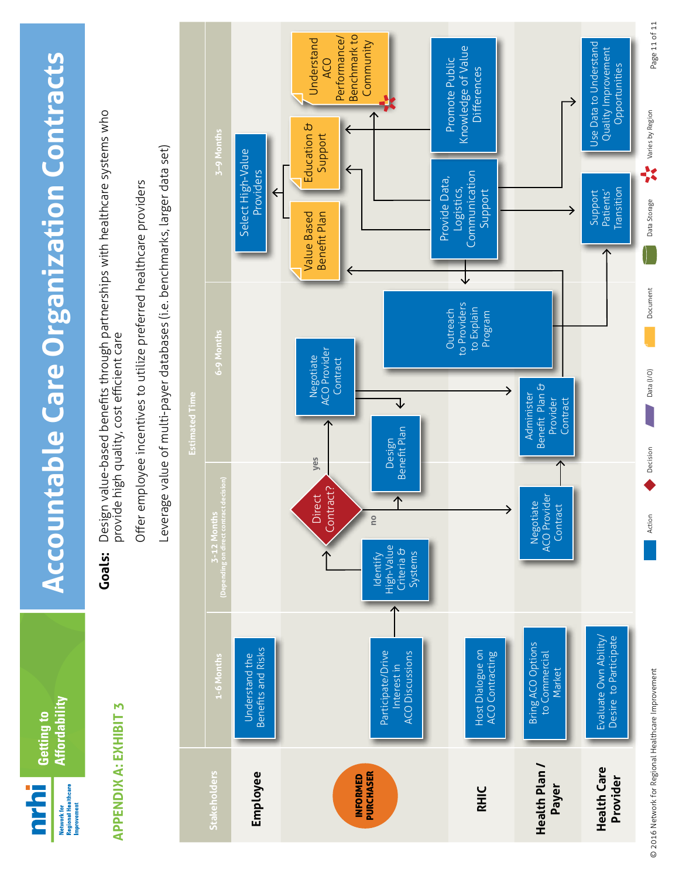# Accountable Care Organization Contracts

Getting to Affordability

nrhi Network for Regional Healthcare Improvement

## APPENDIX A: EXHIBIT 3

**Goals:** Design value-based benefits through partnerships with healthcare systems who provide high quality, cost efficient care

Offer employee incentives to utilize preferred healthcare providers

Leverage value of multi-payer databases (i.e. benchmarks, larger data set)

Stakeholders

Estimated Time

1-6 Months

3-12 Months (Depending on direct contract decision)

6-9 Months

3–9 Months

Employee

INFORMED PURCHASER

RHIC

Health Plan / Payer

Health Care Provider

Understand the Benefits and Risks

Select High-Value Providers

Participate/Drive Interest in ACO Discussions

Identify High-Value Criteria & Systems

Direct Contract?

yes

no

Negotiate ACO Provider Contract

Design Benefit Plan

Value Based Benefit Plan

Education & Support

Understand ACO Performance/ Benchmark to Community

Host Dialogue on ACO Contracting

Outreach to Providers to Explain Program

Provide Data, Logistics, Communication Support

Promote Public Knowledge of Value Differences

Bring ACO Options to Commercial Market

Negotiate ACO Provider Contract

Administer Benefit Plan & Provider Contract

Evaluate Own Ability/ Desire to Participate

Support Patients' Transition

Use Data to Understand Quality Improvement Opportunities

Action

Decision

Data (I/O)

Document

Data Storage

Varies by Region

© 2016 Network for Regional Healthcare Improvement